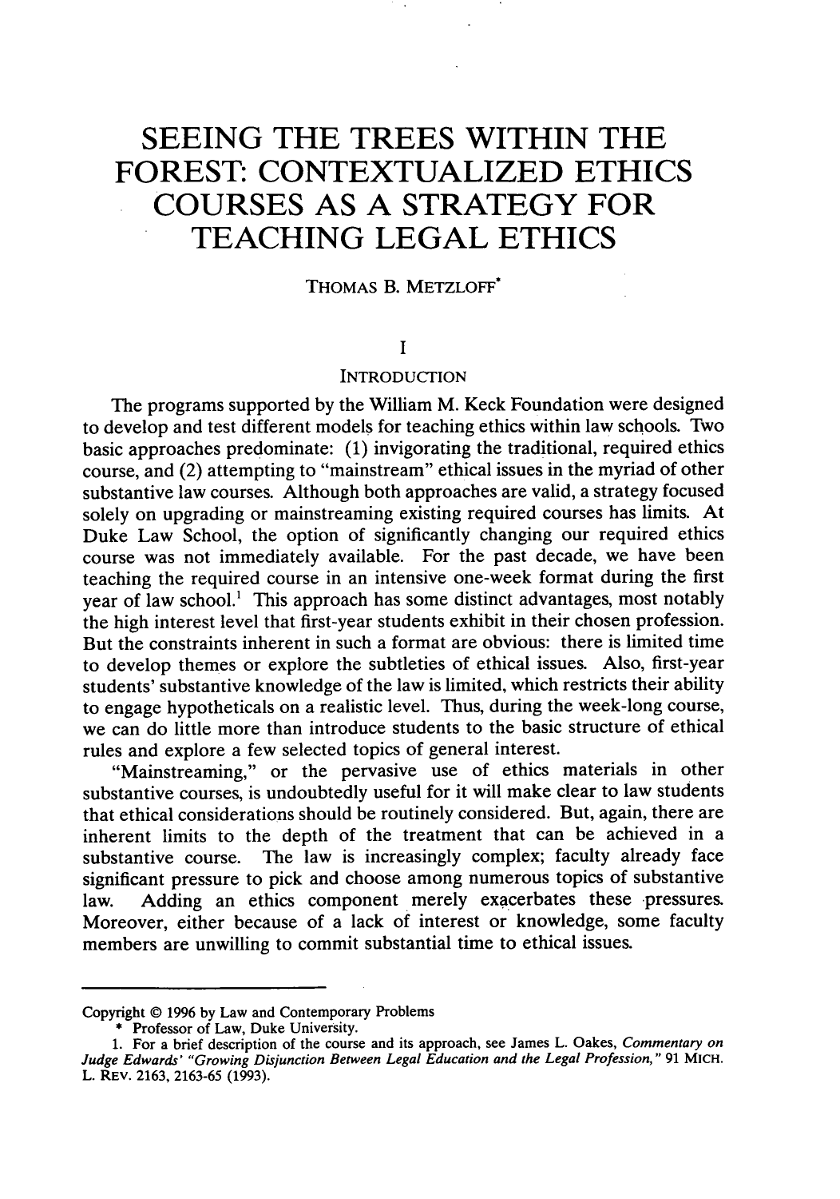# SEEING THE TREES WITHIN THE FOREST: CONTEXTUALIZED ETHICS COURSES AS A STRATEGY FOR TEACHING LEGAL ETHICS

THOMAS B. METZLOFF*

## I

## INTRODUCTION

The programs supported by the William M. Keck Foundation were designed to develop and test different models for teaching ethics within law schools. Two basic approaches predominate: (1) invigorating the traditional, required ethics course, and (2) attempting to "mainstream" ethical issues in the myriad of other substantive law courses. Although both approaches are valid, a strategy focused solely on upgrading or mainstreaming existing required courses has limits. At Duke Law School, the option of significantly changing our required ethics course was not immediately available. For the past decade, we have been teaching the required course in an intensive one-week format during the first year of law school.[1] This approach has some distinct advantages, most notably the high interest level that first-year students exhibit in their chosen profession. But the constraints inherent in such a format are obvious: there is limited time to develop themes or explore the subtleties of ethical issues. Also, first-year students' substantive knowledge of the law is limited, which restricts their ability to engage hypotheticals on a realistic level. Thus, during the week-long course, we can do little more than introduce students to the basic structure of ethical rules and explore a few selected topics of general interest.

"Mainstreaming," or the pervasive use of ethics materials in other substantive courses, is undoubtedly useful for it will make clear to law students that ethical considerations should be routinely considered. But, again, there are inherent limits to the depth of the treatment that can be achieved in a substantive course. The law is increasingly complex; faculty already face significant pressure to pick and choose among numerous topics of substantive law. Adding an ethics component merely exacerbates these pressures. Moreover, either because of a lack of interest or knowledge, some faculty members are unwilling to commit substantial time to ethical issues.

---

Copyright © 1996 by Law and Contemporary Problems

\* Professor of Law, Duke University.

1. For a brief description of the course and its approach, see James L. Oakes, *Commentary on Judge Edwards' "Growing Disjunction Between Legal Education and the Legal Profession,"* 91 MICH. L. REV. 2163, 2163-65 (1993).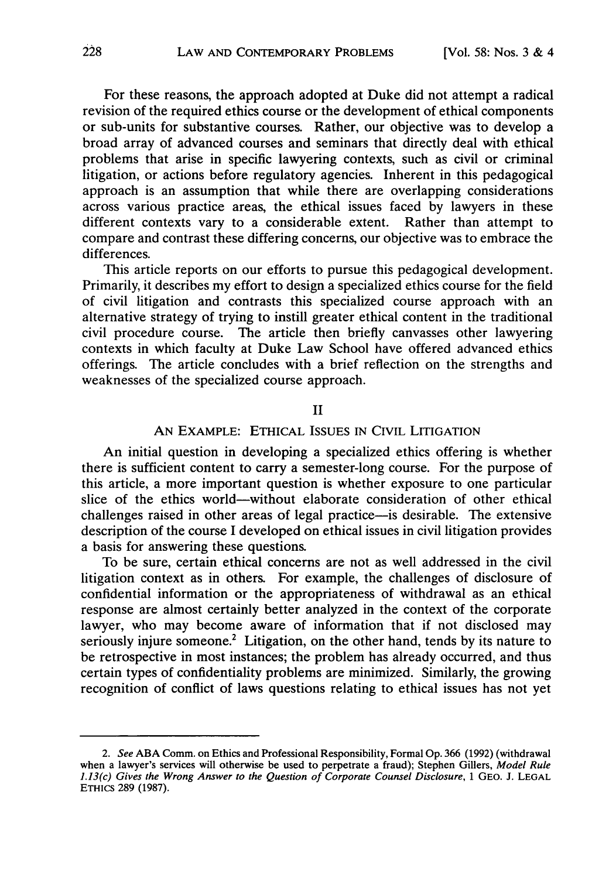For these reasons, the approach adopted at Duke did not attempt a radical revision of the required ethics course or the development of ethical components or sub-units for substantive courses. Rather, our objective was to develop a broad array of advanced courses and seminars that directly deal with ethical problems that arise in specific lawyering contexts, such as civil or criminal litigation, or actions before regulatory agencies. Inherent in this pedagogical approach is an assumption that while there are overlapping considerations across various practice areas, the ethical issues faced by lawyers in these different contexts vary to a considerable extent. Rather than attempt to compare and contrast these differing concerns, our objective was to embrace the differences.

This article reports on our efforts to pursue this pedagogical development. Primarily, it describes my effort to design a specialized ethics course for the field of civil litigation and contrasts this specialized course approach with an alternative strategy of trying to instill greater ethical content in the traditional civil procedure course. The article then briefly canvasses other lawyering contexts in which faculty at Duke Law School have offered advanced ethics offerings. The article concludes with a brief reflection on the strengths and weaknesses of the specialized course approach.

## II

## AN EXAMPLE: ETHICAL ISSUES IN CIVIL LITIGATION

An initial question in developing a specialized ethics offering is whether there is sufficient content to carry a semester-long course. For the purpose of this article, a more important question is whether exposure to one particular slice of the ethics world—without elaborate consideration of other ethical challenges raised in other areas of legal practice—is desirable. The extensive description of the course I developed on ethical issues in civil litigation provides a basis for answering these questions.

To be sure, certain ethical concerns are not as well addressed in the civil litigation context as in others. For example, the challenges of disclosure of confidential information or the appropriateness of withdrawal as an ethical response are almost certainly better analyzed in the context of the corporate lawyer, who may become aware of information that if not disclosed may seriously injure someone.[2] Litigation, on the other hand, tends by its nature to be retrospective in most instances; the problem has already occurred, and thus certain types of confidentiality problems are minimized. Similarly, the growing recognition of conflict of laws questions relating to ethical issues has not yet

---

2. *See* ABA Comm. on Ethics and Professional Responsibility, Formal Op. 366 (1992) (withdrawal when a lawyer's services will otherwise be used to perpetrate a fraud); Stephen Gillers, *Model Rule 1.13(c) Gives the Wrong Answer to the Question of Corporate Counsel Disclosure*, 1 GEO. J. LEGAL ETHICS 289 (1987).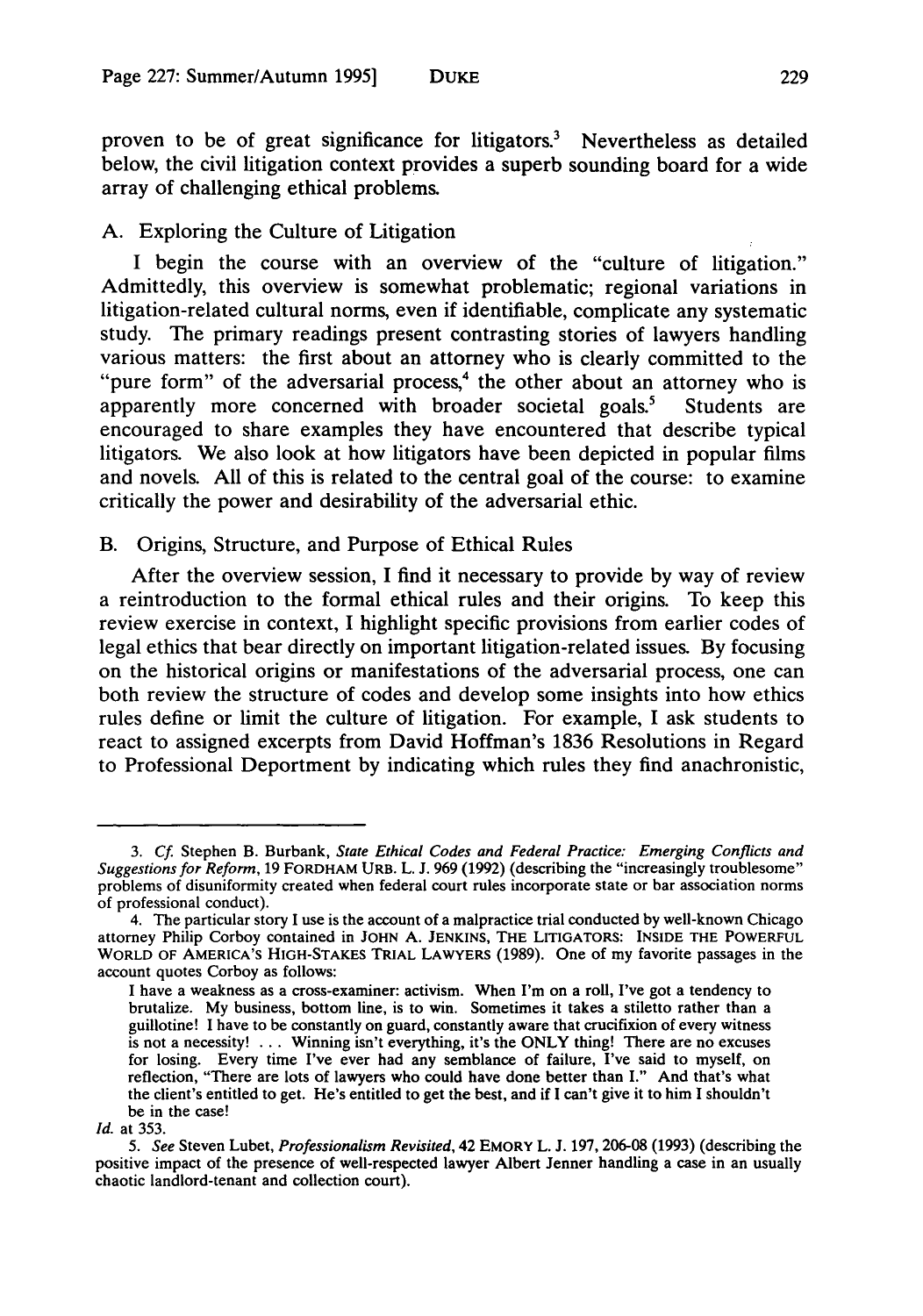proven to be of great significance for litigators.[3] Nevertheless as detailed below, the civil litigation context provides a superb sounding board for a wide array of challenging ethical problems.

### A. Exploring the Culture of Litigation

I begin the course with an overview of the "culture of litigation." Admittedly, this overview is somewhat problematic; regional variations in litigation-related cultural norms, even if identifiable, complicate any systematic study. The primary readings present contrasting stories of lawyers handling various matters: the first about an attorney who is clearly committed to the "pure form" of the adversarial process,[4] the other about an attorney who is apparently more concerned with broader societal goals.[5] Students are encouraged to share examples they have encountered that describe typical litigators. We also look at how litigators have been depicted in popular films and novels. All of this is related to the central goal of the course: to examine critically the power and desirability of the adversarial ethic.

### B. Origins, Structure, and Purpose of Ethical Rules

After the overview session, I find it necessary to provide by way of review a reintroduction to the formal ethical rules and their origins. To keep this review exercise in context, I highlight specific provisions from earlier codes of legal ethics that bear directly on important litigation-related issues. By focusing on the historical origins or manifestations of the adversarial process, one can both review the structure of codes and develop some insights into how ethics rules define or limit the culture of litigation. For example, I ask students to react to assigned excerpts from David Hoffman's 1836 Resolutions in Regard to Professional Deportment by indicating which rules they find anachronistic,

---

3. *Cf.* Stephen B. Burbank, *State Ethical Codes and Federal Practice: Emerging Conflicts and Suggestions for Reform*, 19 FORDHAM URB. L. J. 969 (1992) (describing the "increasingly troublesome" problems of disuniformity created when federal court rules incorporate state or bar association norms of professional conduct).

4. The particular story I use is the account of a malpractice trial conducted by well-known Chicago attorney Philip Corboy contained in JOHN A. JENKINS, THE LITIGATORS: INSIDE THE POWERFUL WORLD OF AMERICA'S HIGH-STAKES TRIAL LAWYERS (1989). One of my favorite passages in the account quotes Corboy as follows:

> I have a weakness as a cross-examiner: activism. When I'm on a roll, I've got a tendency to brutalize. My business, bottom line, is to win. Sometimes it takes a stiletto rather than a guillotine! I have to be constantly on guard, constantly aware that crucifixion of every witness is not a necessity! . . . Winning isn't everything, it's the ONLY thing! There are no excuses for losing. Every time I've ever had any semblance of failure, I've said to myself, on reflection, "There are lots of lawyers who could have done better than I." And that's what the client's entitled to get. He's entitled to get the best, and if I can't give it to him I shouldn't be in the case!

*Id.* at 353.

5. *See* Steven Lubet, *Professionalism Revisited*, 42 EMORY L. J. 197, 206-08 (1993) (describing the positive impact of the presence of well-respected lawyer Albert Jenner handling a case in an usually chaotic landlord-tenant and collection court).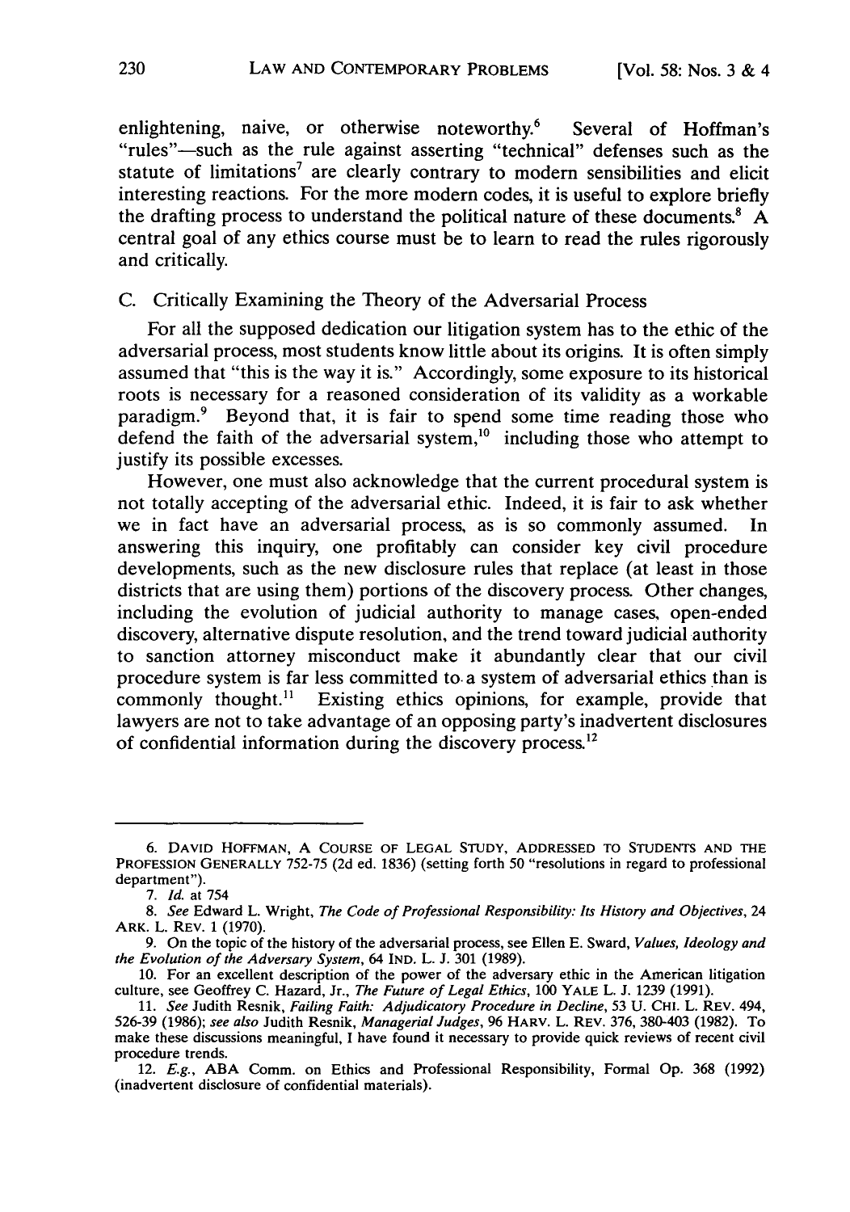enlightening, naive, or otherwise noteworthy.[6] Several of Hoffman's "rules"—such as the rule against asserting "technical" defenses such as the statute of limitations[7] are clearly contrary to modern sensibilities and elicit interesting reactions. For the more modern codes, it is useful to explore briefly the drafting process to understand the political nature of these documents.[8] A central goal of any ethics course must be to learn to read the rules rigorously and critically.

### C. Critically Examining the Theory of the Adversarial Process

For all the supposed dedication our litigation system has to the ethic of the adversarial process, most students know little about its origins. It is often simply assumed that "this is the way it is." Accordingly, some exposure to its historical roots is necessary for a reasoned consideration of its validity as a workable paradigm.[9] Beyond that, it is fair to spend some time reading those who defend the faith of the adversarial system,[10] including those who attempt to justify its possible excesses.

However, one must also acknowledge that the current procedural system is not totally accepting of the adversarial ethic. Indeed, it is fair to ask whether we in fact have an adversarial process, as is so commonly assumed. In answering this inquiry, one profitably can consider key civil procedure developments, such as the new disclosure rules that replace (at least in those districts that are using them) portions of the discovery process. Other changes, including the evolution of judicial authority to manage cases, open-ended discovery, alternative dispute resolution, and the trend toward judicial authority to sanction attorney misconduct make it abundantly clear that our civil procedure system is far less committed to a system of adversarial ethics than is commonly thought.[11] Existing ethics opinions, for example, provide that lawyers are not to take advantage of an opposing party's inadvertent disclosures of confidential information during the discovery process.[12]

---

6. DAVID HOFFMAN, A COURSE OF LEGAL STUDY, ADDRESSED TO STUDENTS AND THE PROFESSION GENERALLY 752-75 (2d ed. 1836) (setting forth 50 "resolutions in regard to professional department").

7. *Id.* at 754

8. *See* Edward L. Wright, *The Code of Professional Responsibility: Its History and Objectives*, 24 ARK. L. REV. 1 (1970).

9. On the topic of the history of the adversarial process, see Ellen E. Sward, *Values, Ideology and the Evolution of the Adversary System*, 64 IND. L. J. 301 (1989).

10. For an excellent description of the power of the adversary ethic in the American litigation culture, see Geoffrey C. Hazard, Jr., *The Future of Legal Ethics*, 100 YALE L. J. 1239 (1991).

11. *See* Judith Resnik, *Failing Faith: Adjudicatory Procedure in Decline*, 53 U. CHI. L. REV. 494, 526-39 (1986); *see also* Judith Resnik, *Managerial Judges*, 96 HARV. L. REV. 376, 380-403 (1982). To make these discussions meaningful, I have found it necessary to provide quick reviews of recent civil procedure trends.

12. *E.g.*, ABA Comm. on Ethics and Professional Responsibility, Formal Op. 368 (1992) (inadvertent disclosure of confidential materials).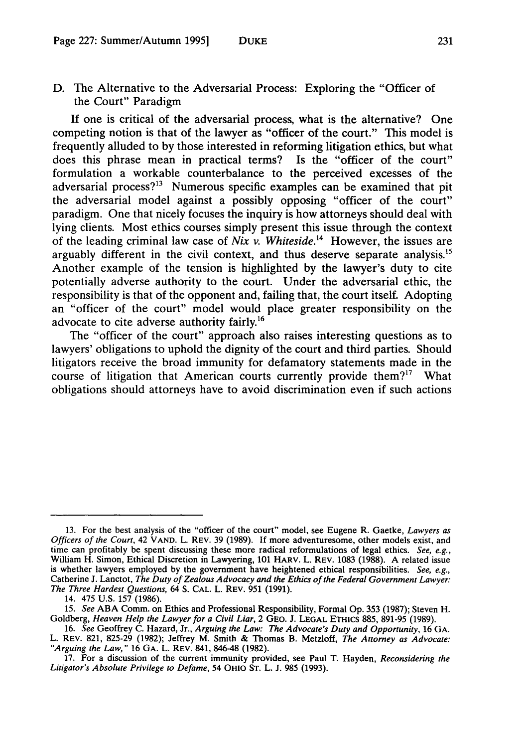### D. The Alternative to the Adversarial Process: Exploring the "Officer of the Court" Paradigm

If one is critical of the adversarial process, what is the alternative? One competing notion is that of the lawyer as "officer of the court." This model is frequently alluded to by those interested in reforming litigation ethics, but what does this phrase mean in practical terms? Is the "officer of the court" formulation a workable counterbalance to the perceived excesses of the adversarial process?[13] Numerous specific examples can be examined that pit the adversarial model against a possibly opposing "officer of the court" paradigm. One that nicely focuses the inquiry is how attorneys should deal with lying clients. Most ethics courses simply present this issue through the context of the leading criminal law case of *Nix v. Whiteside*.[14] However, the issues are arguably different in the civil context, and thus deserve separate analysis.[15] Another example of the tension is highlighted by the lawyer's duty to cite potentially adverse authority to the court. Under the adversarial ethic, the responsibility is that of the opponent and, failing that, the court itself. Adopting an "officer of the court" model would place greater responsibility on the advocate to cite adverse authority fairly.[16]

The "officer of the court" approach also raises interesting questions as to lawyers' obligations to uphold the dignity of the court and third parties. Should litigators receive the broad immunity for defamatory statements made in the course of litigation that American courts currently provide them?[17] What obligations should attorneys have to avoid discrimination even if such actions

---

13. For the best analysis of the "officer of the court" model, see Eugene R. Gaetke, *Lawyers as Officers of the Court*, 42 VAND. L. REV. 39 (1989). If more adventuresome, other models exist, and time can profitably be spent discussing these more radical reformulations of legal ethics. *See, e.g.*, William H. Simon, Ethical Discretion in Lawyering, 101 HARV. L. REV. 1083 (1988). A related issue is whether lawyers employed by the government have heightened ethical responsibilities. *See, e.g.*, Catherine J. Lanctot, *The Duty of Zealous Advocacy and the Ethics of the Federal Government Lawyer: The Three Hardest Questions*, 64 S. CAL. L. REV. 951 (1991).

14. 475 U.S. 157 (1986).

15. *See* ABA Comm. on Ethics and Professional Responsibility, Formal Op. 353 (1987); Steven H. Goldberg, *Heaven Help the Lawyer for a Civil Liar*, 2 GEO. J. LEGAL ETHICS 885, 891-95 (1989).

16. *See* Geoffrey C. Hazard, Jr., *Arguing the Law: The Advocate's Duty and Opportunity*, 16 GA. L. REV. 821, 825-29 (1982); Jeffrey M. Smith & Thomas B. Metzloff, *The Attorney as Advocate: "Arguing the Law,"* 16 GA. L. REV. 841, 846-48 (1982).

17. For a discussion of the current immunity provided, see Paul T. Hayden, *Reconsidering the Litigator's Absolute Privilege to Defame*, 54 OHIO ST. L. J. 985 (1993).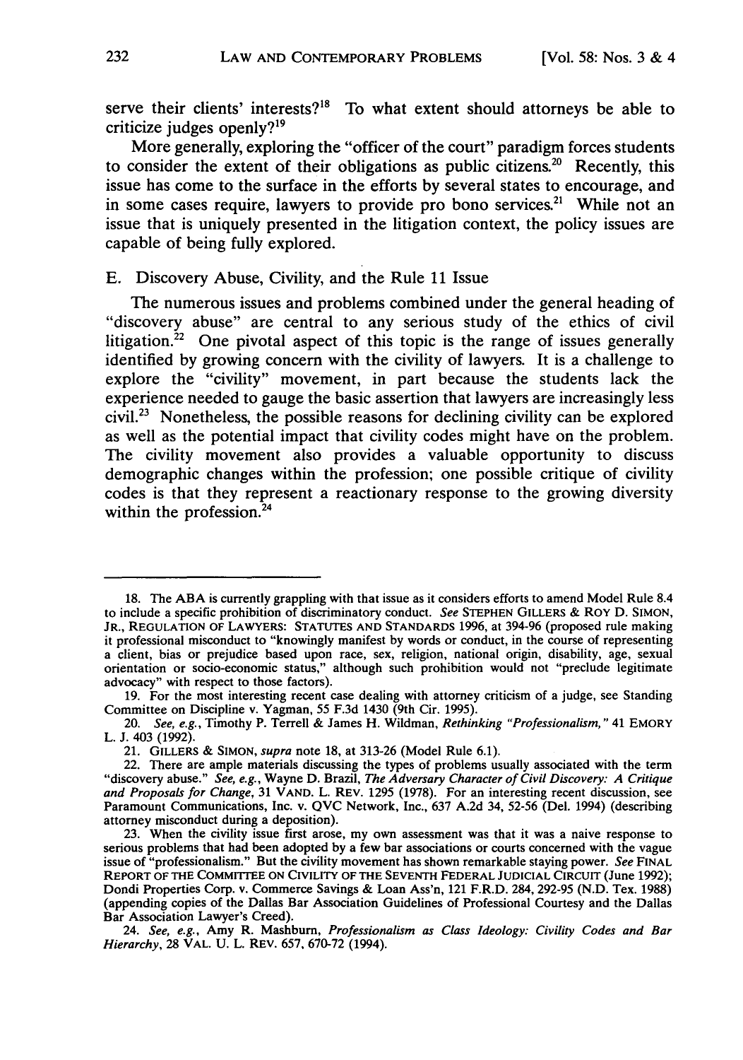serve their clients' interests?[18] To what extent should attorneys be able to criticize judges openly?[19]

More generally, exploring the "officer of the court" paradigm forces students to consider the extent of their obligations as public citizens.[20] Recently, this issue has come to the surface in the efforts by several states to encourage, and in some cases require, lawyers to provide pro bono services.[21] While not an issue that is uniquely presented in the litigation context, the policy issues are capable of being fully explored.

### E. Discovery Abuse, Civility, and the Rule 11 Issue

The numerous issues and problems combined under the general heading of "discovery abuse" are central to any serious study of the ethics of civil litigation.[22] One pivotal aspect of this topic is the range of issues generally identified by growing concern with the civility of lawyers. It is a challenge to explore the "civility" movement, in part because the students lack the experience needed to gauge the basic assertion that lawyers are increasingly less civil.[23] Nonetheless, the possible reasons for declining civility can be explored as well as the potential impact that civility codes might have on the problem. The civility movement also provides a valuable opportunity to discuss demographic changes within the profession; one possible critique of civility codes is that they represent a reactionary response to the growing diversity within the profession.[24]

---

18. The ABA is currently grappling with that issue as it considers efforts to amend Model Rule 8.4 to include a specific prohibition of discriminatory conduct. *See* STEPHEN GILLERS & ROY D. SIMON, JR., REGULATION OF LAWYERS: STATUTES AND STANDARDS 1996, at 394-96 (proposed rule making it professional misconduct to "knowingly manifest by words or conduct, in the course of representing a client, bias or prejudice based upon race, sex, religion, national origin, disability, age, sexual orientation or socio-economic status," although such prohibition would not "preclude legitimate advocacy" with respect to those factors).

19. For the most interesting recent case dealing with attorney criticism of a judge, see Standing Committee on Discipline v. Yagman, 55 F.3d 1430 (9th Cir. 1995).

20. *See, e.g.*, Timothy P. Terrell & James H. Wildman, *Rethinking "Professionalism,"* 41 EMORY L. J. 403 (1992).

21. GILLERS & SIMON, *supra* note 18, at 313-26 (Model Rule 6.1).

22. There are ample materials discussing the types of problems usually associated with the term "discovery abuse." *See, e.g.*, Wayne D. Brazil, *The Adversary Character of Civil Discovery: A Critique and Proposals for Change*, 31 VAND. L. REV. 1295 (1978). For an interesting recent discussion, see Paramount Communications, Inc. v. QVC Network, Inc., 637 A.2d 34, 52-56 (Del. 1994) (describing attorney misconduct during a deposition).

23. When the civility issue first arose, my own assessment was that it was a naive response to serious problems that had been adopted by a few bar associations or courts concerned with the vague issue of "professionalism." But the civility movement has shown remarkable staying power. *See* FINAL REPORT OF THE COMMITTEE ON CIVILITY OF THE SEVENTH FEDERAL JUDICIAL CIRCUIT (June 1992); Dondi Properties Corp. v. Commerce Savings & Loan Ass'n, 121 F.R.D. 284, 292-95 (N.D. Tex. 1988) (appending copies of the Dallas Bar Association Guidelines of Professional Courtesy and the Dallas Bar Association Lawyer's Creed).

24. *See, e.g.*, Amy R. Mashburn, *Professionalism as Class Ideology: Civility Codes and Bar Hierarchy*, 28 VAL. U. L. REV. 657, 670-72 (1994).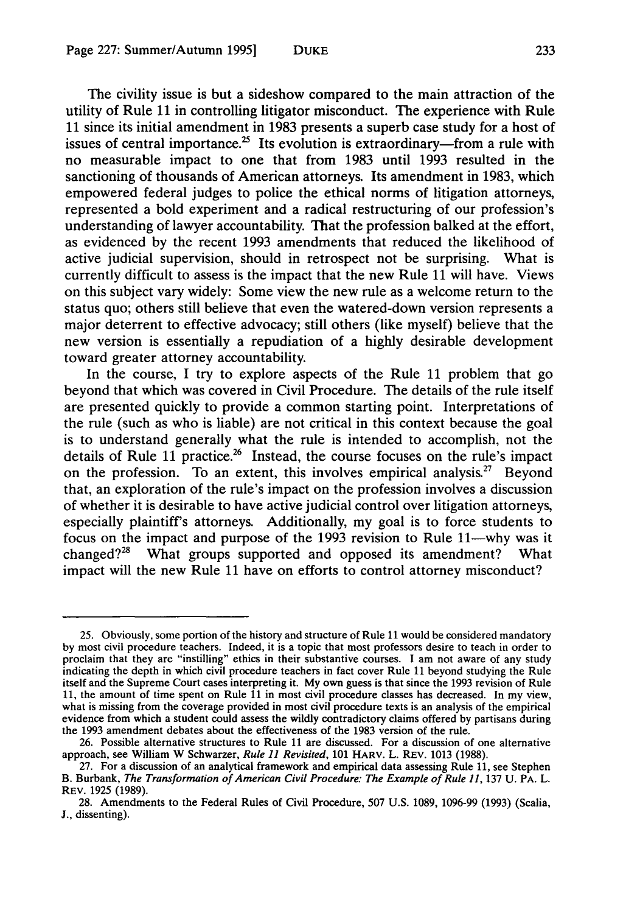The civility issue is but a sideshow compared to the main attraction of the utility of Rule 11 in controlling litigator misconduct. The experience with Rule 11 since its initial amendment in 1983 presents a superb case study for a host of issues of central importance.[25] Its evolution is extraordinary—from a rule with no measurable impact to one that from 1983 until 1993 resulted in the sanctioning of thousands of American attorneys. Its amendment in 1983, which empowered federal judges to police the ethical norms of litigation attorneys, represented a bold experiment and a radical restructuring of our profession's understanding of lawyer accountability. That the profession balked at the effort, as evidenced by the recent 1993 amendments that reduced the likelihood of active judicial supervision, should in retrospect not be surprising. What is currently difficult to assess is the impact that the new Rule 11 will have. Views on this subject vary widely: Some view the new rule as a welcome return to the status quo; others still believe that even the watered-down version represents a major deterrent to effective advocacy; still others (like myself) believe that the new version is essentially a repudiation of a highly desirable development toward greater attorney accountability.

In the course, I try to explore aspects of the Rule 11 problem that go beyond that which was covered in Civil Procedure. The details of the rule itself are presented quickly to provide a common starting point. Interpretations of the rule (such as who is liable) are not critical in this context because the goal is to understand generally what the rule is intended to accomplish, not the details of Rule 11 practice.[26] Instead, the course focuses on the rule's impact on the profession. To an extent, this involves empirical analysis.[27] Beyond that, an exploration of the rule's impact on the profession involves a discussion of whether it is desirable to have active judicial control over litigation attorneys, especially plaintiff's attorneys. Additionally, my goal is to force students to focus on the impact and purpose of the 1993 revision to Rule 11—why was it changed?[28] What groups supported and opposed its amendment? What impact will the new Rule 11 have on efforts to control attorney misconduct?

---

25. Obviously, some portion of the history and structure of Rule 11 would be considered mandatory by most civil procedure teachers. Indeed, it is a topic that most professors desire to teach in order to proclaim that they are "instilling" ethics in their substantive courses. I am not aware of any study indicating the depth in which civil procedure teachers in fact cover Rule 11 beyond studying the Rule itself and the Supreme Court cases interpreting it. My own guess is that since the 1993 revision of Rule 11, the amount of time spent on Rule 11 in most civil procedure classes has decreased. In my view, what is missing from the coverage provided in most civil procedure texts is an analysis of the empirical evidence from which a student could assess the wildly contradictory claims offered by partisans during the 1993 amendment debates about the effectiveness of the 1983 version of the rule.

26. Possible alternative structures to Rule 11 are discussed. For a discussion of one alternative approach, see William W Schwarzer, *Rule 11 Revisited*, 101 HARV. L. REV. 1013 (1988).

27. For a discussion of an analytical framework and empirical data assessing Rule 11, see Stephen B. Burbank, *The Transformation of American Civil Procedure: The Example of Rule 11*, 137 U. PA. L. REV. 1925 (1989).

28. Amendments to the Federal Rules of Civil Procedure, 507 U.S. 1089, 1096-99 (1993) (Scalia, J., dissenting).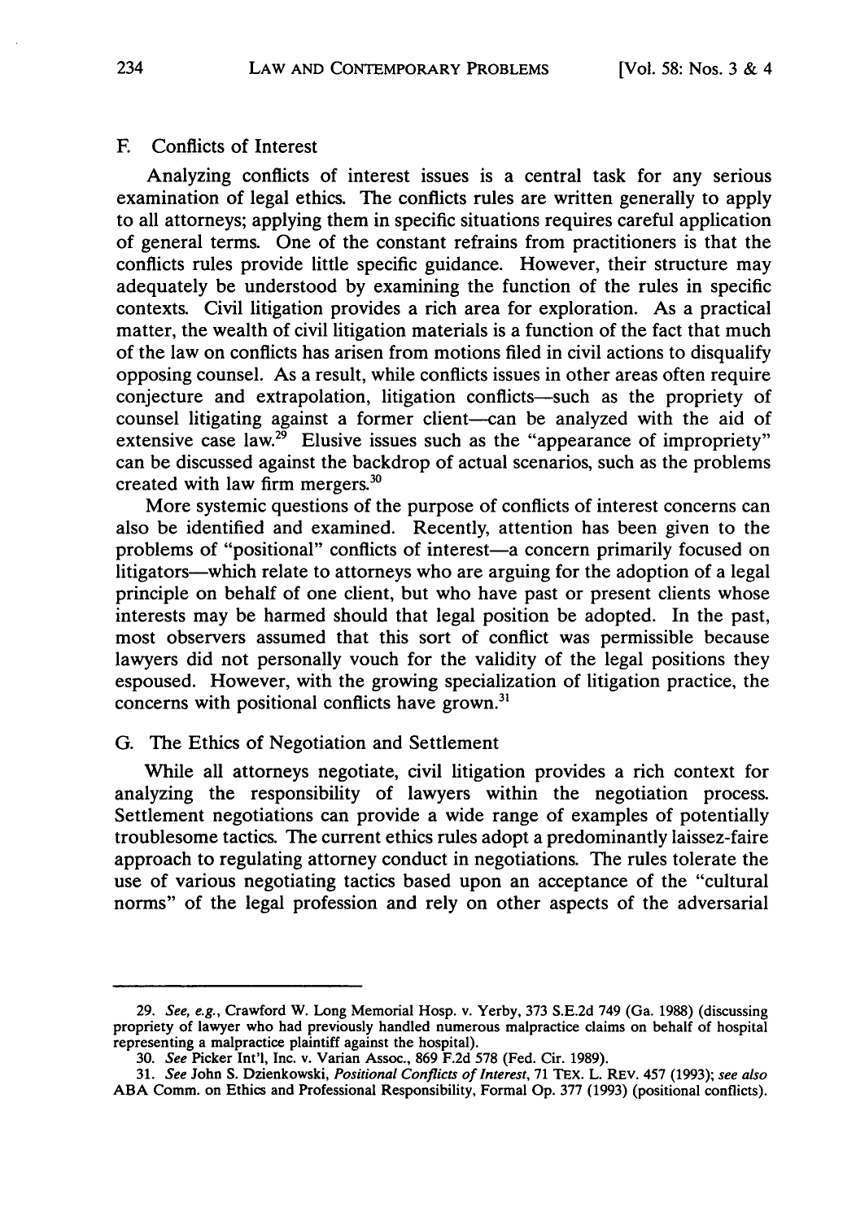### F. Conflicts of Interest

Analyzing conflicts of interest issues is a central task for any serious examination of legal ethics. The conflicts rules are written generally to apply to all attorneys; applying them in specific situations requires careful application of general terms. One of the constant refrains from practitioners is that the conflicts rules provide little specific guidance. However, their structure may adequately be understood by examining the function of the rules in specific contexts. Civil litigation provides a rich area for exploration. As a practical matter, the wealth of civil litigation materials is a function of the fact that much of the law on conflicts has arisen from motions filed in civil actions to disqualify opposing counsel. As a result, while conflicts issues in other areas often require conjecture and extrapolation, litigation conflicts—such as the propriety of counsel litigating against a former client—can be analyzed with the aid of extensive case law.[29] Elusive issues such as the "appearance of impropriety" can be discussed against the backdrop of actual scenarios, such as the problems created with law firm mergers.[30]

More systemic questions of the purpose of conflicts of interest concerns can also be identified and examined. Recently, attention has been given to the problems of "positional" conflicts of interest—a concern primarily focused on litigators—which relate to attorneys who are arguing for the adoption of a legal principle on behalf of one client, but who have past or present clients whose interests may be harmed should that legal position be adopted. In the past, most observers assumed that this sort of conflict was permissible because lawyers did not personally vouch for the validity of the legal positions they espoused. However, with the growing specialization of litigation practice, the concerns with positional conflicts have grown.[31]

### G. The Ethics of Negotiation and Settlement

While all attorneys negotiate, civil litigation provides a rich context for analyzing the responsibility of lawyers within the negotiation process. Settlement negotiations can provide a wide range of examples of potentially troublesome tactics. The current ethics rules adopt a predominantly laissez-faire approach to regulating attorney conduct in negotiations. The rules tolerate the use of various negotiating tactics based upon an acceptance of the "cultural norms" of the legal profession and rely on other aspects of the adversarial

---

29. *See, e.g.*, Crawford W. Long Memorial Hosp. v. Yerby, 373 S.E.2d 749 (Ga. 1988) (discussing propriety of lawyer who had previously handled numerous malpractice claims on behalf of hospital representing a malpractice plaintiff against the hospital).

30. *See* Picker Int'l, Inc. v. Varian Assoc., 869 F.2d 578 (Fed. Cir. 1989).

31. *See* John S. Dzienkowski, *Positional Conflicts of Interest*, 71 TEX. L. REV. 457 (1993); *see also* ABA Comm. on Ethics and Professional Responsibility, Formal Op. 377 (1993) (positional conflicts).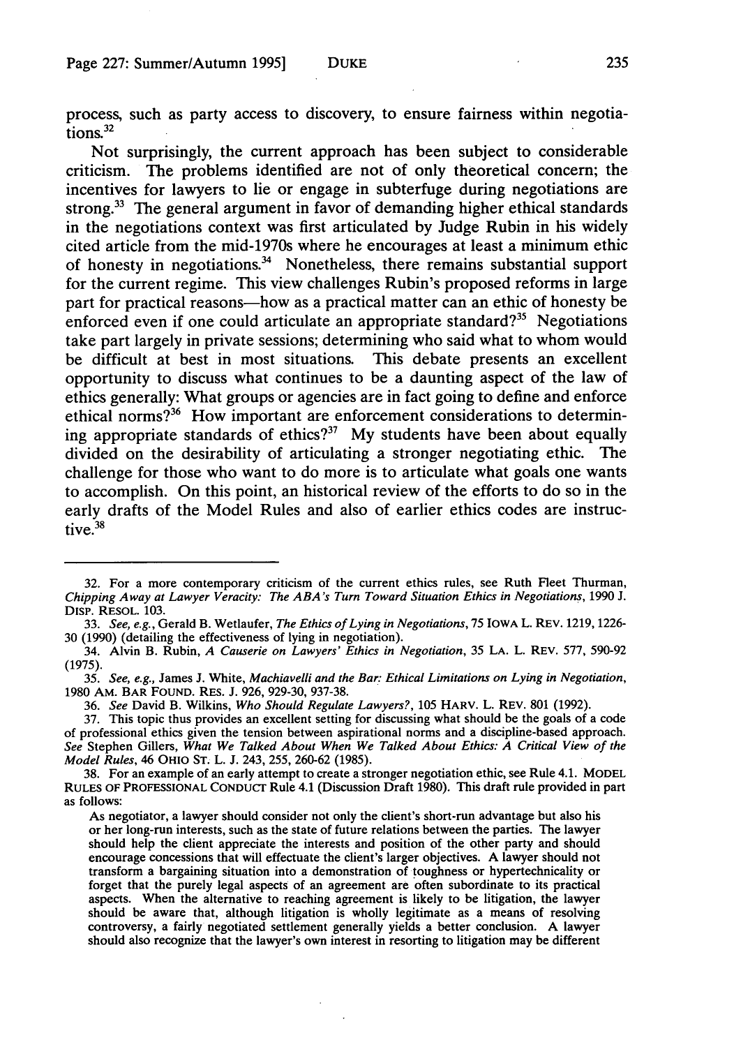process, such as party access to discovery, to ensure fairness within negotiations.[32]

Not surprisingly, the current approach has been subject to considerable criticism. The problems identified are not of only theoretical concern; the incentives for lawyers to lie or engage in subterfuge during negotiations are strong.[33] The general argument in favor of demanding higher ethical standards in the negotiations context was first articulated by Judge Rubin in his widely cited article from the mid-1970s where he encourages at least a minimum ethic of honesty in negotiations.[34] Nonetheless, there remains substantial support for the current regime. This view challenges Rubin's proposed reforms in large part for practical reasons—how as a practical matter can an ethic of honesty be enforced even if one could articulate an appropriate standard?[35] Negotiations take part largely in private sessions; determining who said what to whom would be difficult at best in most situations. This debate presents an excellent opportunity to discuss what continues to be a daunting aspect of the law of ethics generally: What groups or agencies are in fact going to define and enforce ethical norms?[36] How important are enforcement considerations to determining appropriate standards of ethics?[37] My students have been about equally divided on the desirability of articulating a stronger negotiating ethic. The challenge for those who want to do more is to articulate what goals one wants to accomplish. On this point, an historical review of the efforts to do so in the early drafts of the Model Rules and also of earlier ethics codes are instructive.[38]

---

32. For a more contemporary criticism of the current ethics rules, see Ruth Fleet Thurman, *Chipping Away at Lawyer Veracity: The ABA's Turn Toward Situation Ethics in Negotiations*, 1990 J. DISP. RESOL. 103.

33. *See, e.g.*, Gerald B. Wetlaufer, *The Ethics of Lying in Negotiations*, 75 IOWA L. REV. 1219, 1226-30 (1990) (detailing the effectiveness of lying in negotiation).

34. Alvin B. Rubin, *A Causerie on Lawyers' Ethics in Negotiation*, 35 LA. L. REV. 577, 590-92 (1975).

35. *See, e.g.*, James J. White, *Machiavelli and the Bar: Ethical Limitations on Lying in Negotiation*, 1980 AM. BAR FOUND. RES. J. 926, 929-30, 937-38.

36. *See* David B. Wilkins, *Who Should Regulate Lawyers?*, 105 HARV. L. REV. 801 (1992).

37. This topic thus provides an excellent setting for discussing what should be the goals of a code of professional ethics given the tension between aspirational norms and a discipline-based approach. *See* Stephen Gillers, *What We Talked About When We Talked About Ethics: A Critical View of the Model Rules*, 46 OHIO ST. L. J. 243, 255, 260-62 (1985).

38. For an example of an early attempt to create a stronger negotiation ethic, see Rule 4.1. MODEL RULES OF PROFESSIONAL CONDUCT Rule 4.1 (Discussion Draft 1980). This draft rule provided in part as follows:

> As negotiator, a lawyer should consider not only the client's short-run advantage but also his or her long-run interests, such as the state of future relations between the parties. The lawyer should help the client appreciate the interests and position of the other party and should encourage concessions that will effectuate the client's larger objectives. A lawyer should not transform a bargaining situation into a demonstration of toughness or hypertechnicality or forget that the purely legal aspects of an agreement are often subordinate to its practical aspects. When the alternative to reaching agreement is likely to be litigation, the lawyer should be aware that, although litigation is wholly legitimate as a means of resolving controversy, a fairly negotiated settlement generally yields a better conclusion. A lawyer should also recognize that the lawyer's own interest in resorting to litigation may be different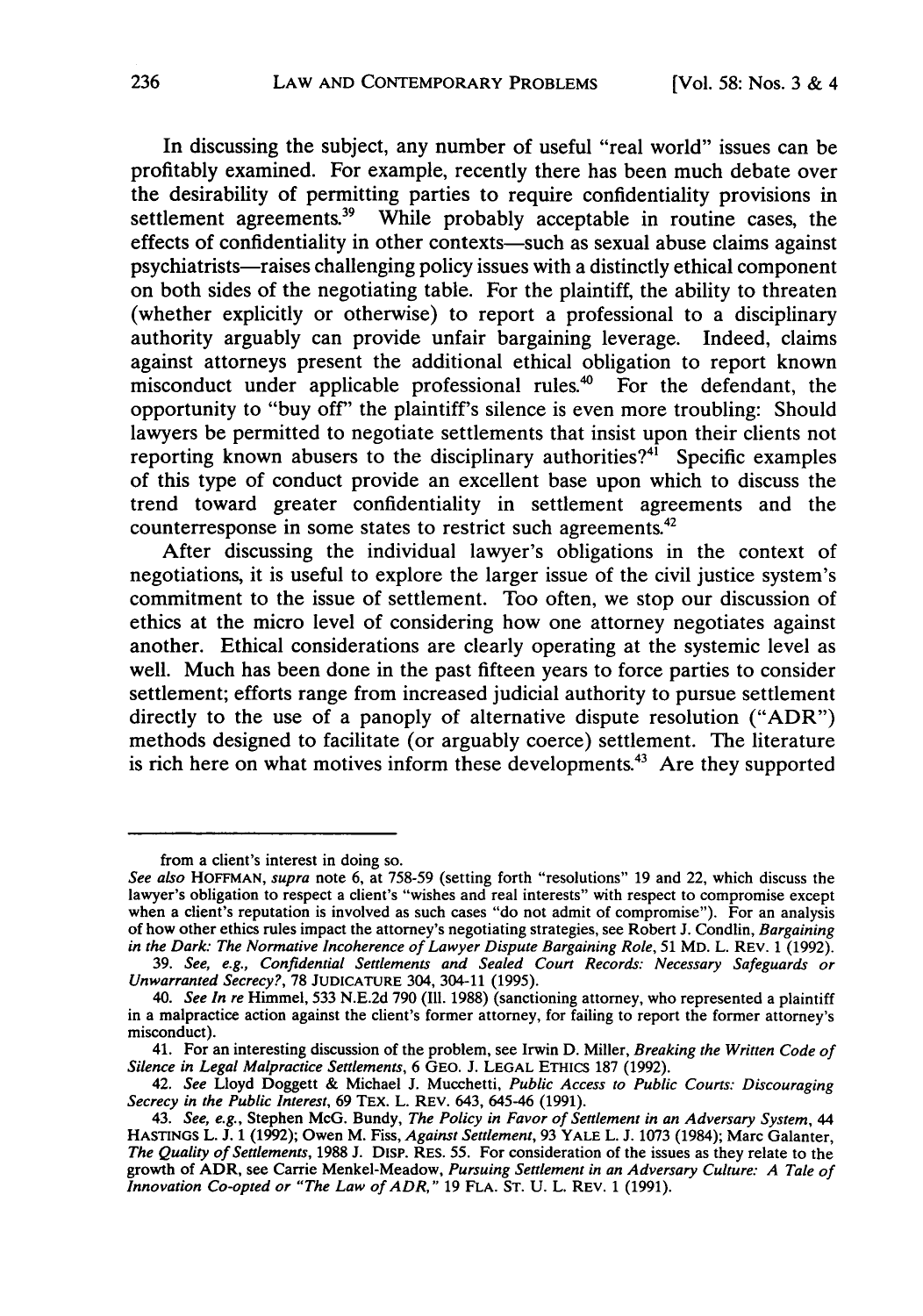In discussing the subject, any number of useful "real world" issues can be profitably examined. For example, recently there has been much debate over the desirability of permitting parties to require confidentiality provisions in settlement agreements.[39] While probably acceptable in routine cases, the effects of confidentiality in other contexts—such as sexual abuse claims against psychiatrists—raises challenging policy issues with a distinctly ethical component on both sides of the negotiating table. For the plaintiff, the ability to threaten (whether explicitly or otherwise) to report a professional to a disciplinary authority arguably can provide unfair bargaining leverage. Indeed, claims against attorneys present the additional ethical obligation to report known misconduct under applicable professional rules.[40] For the defendant, the opportunity to "buy off" the plaintiff's silence is even more troubling: Should lawyers be permitted to negotiate settlements that insist upon their clients not reporting known abusers to the disciplinary authorities?[41] Specific examples of this type of conduct provide an excellent base upon which to discuss the trend toward greater confidentiality in settlement agreements and the counterresponse in some states to restrict such agreements.[42]

After discussing the individual lawyer's obligations in the context of negotiations, it is useful to explore the larger issue of the civil justice system's commitment to the issue of settlement. Too often, we stop our discussion of ethics at the micro level of considering how one attorney negotiates against another. Ethical considerations are clearly operating at the systemic level as well. Much has been done in the past fifteen years to force parties to consider settlement; efforts range from increased judicial authority to pursue settlement directly to the use of a panoply of alternative dispute resolution ("ADR") methods designed to facilitate (or arguably coerce) settlement. The literature is rich here on what motives inform these developments.[43] Are they supported

---

from a client's interest in doing so.

*See also* HOFFMAN, *supra* note 6, at 758-59 (setting forth "resolutions" 19 and 22, which discuss the lawyer's obligation to respect a client's "wishes and real interests" with respect to compromise except when a client's reputation is involved as such cases "do not admit of compromise"). For an analysis of how other ethics rules impact the attorney's negotiating strategies, see Robert J. Condlin, *Bargaining in the Dark: The Normative Incoherence of Lawyer Dispute Bargaining Role*, 51 MD. L. REV. 1 (1992).

39. *See, e.g.*, *Confidential Settlements and Sealed Court Records: Necessary Safeguards or Unwarranted Secrecy?*, 78 JUDICATURE 304, 304-11 (1995).

40. *See In re* Himmel, 533 N.E.2d 790 (Ill. 1988) (sanctioning attorney, who represented a plaintiff in a malpractice action against the client's former attorney, for failing to report the former attorney's misconduct).

41. For an interesting discussion of the problem, see Irwin D. Miller, *Breaking the Written Code of Silence in Legal Malpractice Settlements*, 6 GEO. J. LEGAL ETHICS 187 (1992).

42. *See* Lloyd Doggett & Michael J. Mucchetti, *Public Access to Public Courts: Discouraging Secrecy in the Public Interest*, 69 TEX. L. REV. 643, 645-46 (1991).

43. *See, e.g.*, Stephen McG. Bundy, *The Policy in Favor of Settlement in an Adversary System*, 44 HASTINGS L. J. 1 (1992); Owen M. Fiss, *Against Settlement*, 93 YALE L. J. 1073 (1984); Marc Galanter, *The Quality of Settlements*, 1988 J. DISP. RES. 55. For consideration of the issues as they relate to the growth of ADR, see Carrie Menkel-Meadow, *Pursuing Settlement in an Adversary Culture: A Tale of Innovation Co-opted or "The Law of ADR,"* 19 FLA. ST. U. L. REV. 1 (1991).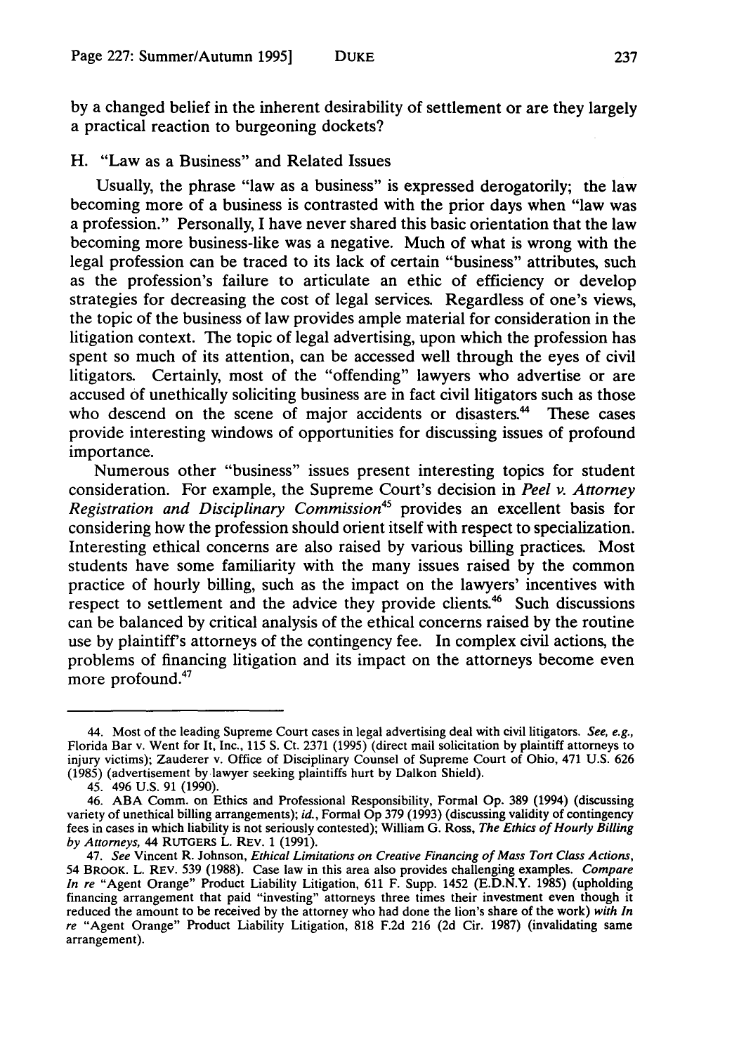by a changed belief in the inherent desirability of settlement or are they largely a practical reaction to burgeoning dockets?

### H. "Law as a Business" and Related Issues

Usually, the phrase "law as a business" is expressed derogatorily; the law becoming more of a business is contrasted with the prior days when "law was a profession." Personally, I have never shared this basic orientation that the law becoming more business-like was a negative. Much of what is wrong with the legal profession can be traced to its lack of certain "business" attributes, such as the profession's failure to articulate an ethic of efficiency or develop strategies for decreasing the cost of legal services. Regardless of one's views, the topic of the business of law provides ample material for consideration in the litigation context. The topic of legal advertising, upon which the profession has spent so much of its attention, can be accessed well through the eyes of civil litigators. Certainly, most of the "offending" lawyers who advertise or are accused of unethically soliciting business are in fact civil litigators such as those who descend on the scene of major accidents or disasters.[44] These cases provide interesting windows of opportunities for discussing issues of profound importance.

Numerous other "business" issues present interesting topics for student consideration. For example, the Supreme Court's decision in *Peel v. Attorney Registration and Disciplinary Commission*[45] provides an excellent basis for considering how the profession should orient itself with respect to specialization. Interesting ethical concerns are also raised by various billing practices. Most students have some familiarity with the many issues raised by the common practice of hourly billing, such as the impact on the lawyers' incentives with respect to settlement and the advice they provide clients.[46] Such discussions can be balanced by critical analysis of the ethical concerns raised by the routine use by plaintiff's attorneys of the contingency fee. In complex civil actions, the problems of financing litigation and its impact on the attorneys become even more profound.[47]

---

44. Most of the leading Supreme Court cases in legal advertising deal with civil litigators. *See, e.g.*, Florida Bar v. Went for It, Inc., 115 S. Ct. 2371 (1995) (direct mail solicitation by plaintiff attorneys to injury victims); Zauderer v. Office of Disciplinary Counsel of Supreme Court of Ohio, 471 U.S. 626 (1985) (advertisement by lawyer seeking plaintiffs hurt by Dalkon Shield).

45. 496 U.S. 91 (1990).

46. ABA Comm. on Ethics and Professional Responsibility, Formal Op. 389 (1994) (discussing variety of unethical billing arrangements); *id.*, Formal Op 379 (1993) (discussing validity of contingency fees in cases in which liability is not seriously contested); William G. Ross, *The Ethics of Hourly Billing by Attorneys*, 44 RUTGERS L. REV. 1 (1991).

47. *See* Vincent R. Johnson, *Ethical Limitations on Creative Financing of Mass Tort Class Actions*, 54 BROOK. L. REV. 539 (1988). Case law in this area also provides challenging examples. *Compare In re* "Agent Orange" Product Liability Litigation, 611 F. Supp. 1452 (E.D.N.Y. 1985) (upholding financing arrangement that paid "investing" attorneys three times their investment even though it reduced the amount to be received by the attorney who had done the lion's share of the work) *with In re* "Agent Orange" Product Liability Litigation, 818 F.2d 216 (2d Cir. 1987) (invalidating same arrangement).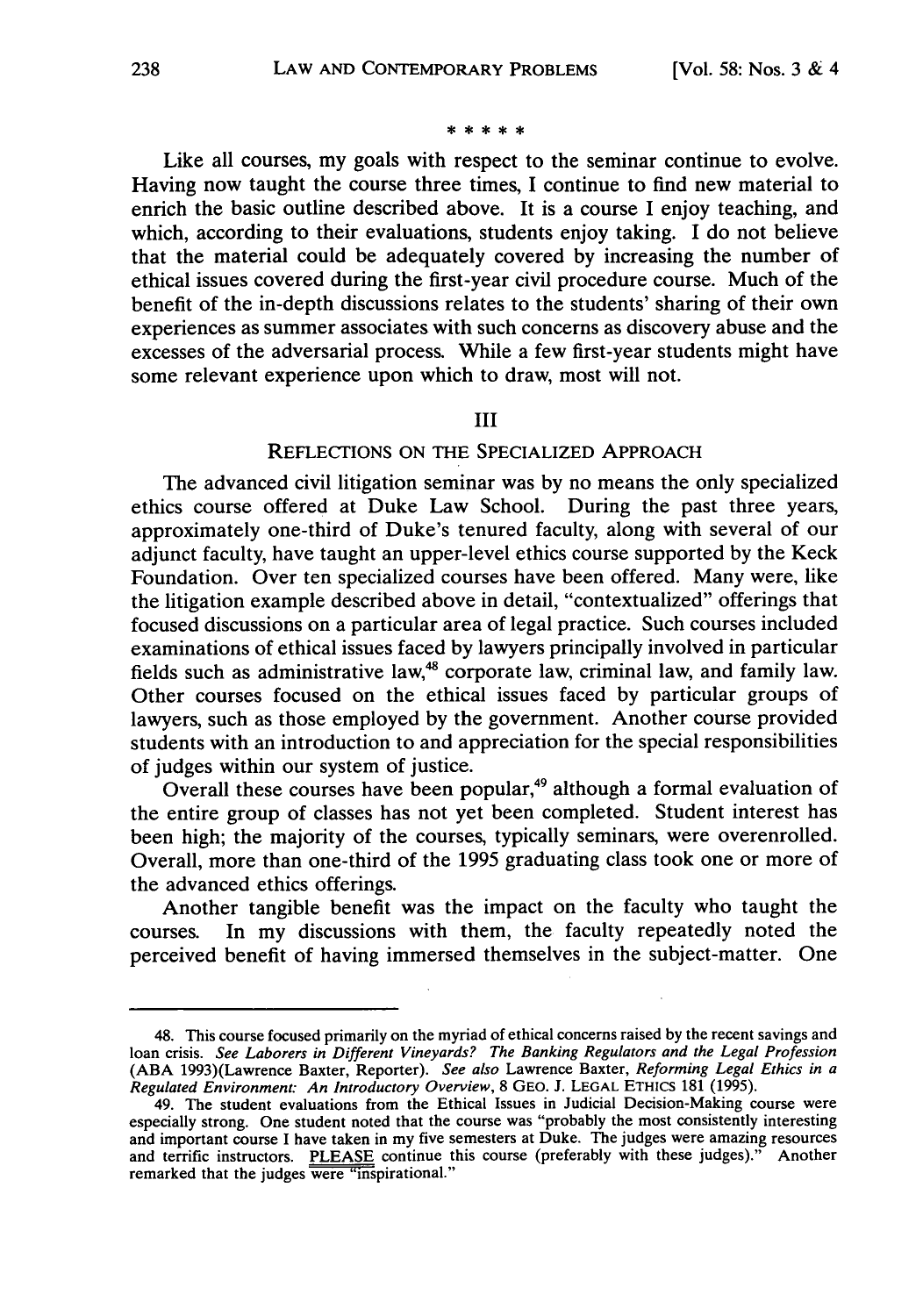\* \* \* \* \*

Like all courses, my goals with respect to the seminar continue to evolve. Having now taught the course three times, I continue to find new material to enrich the basic outline described above. It is a course I enjoy teaching, and which, according to their evaluations, students enjoy taking. I do not believe that the material could be adequately covered by increasing the number of ethical issues covered during the first-year civil procedure course. Much of the benefit of the in-depth discussions relates to the students' sharing of their own experiences as summer associates with such concerns as discovery abuse and the excesses of the adversarial process. While a few first-year students might have some relevant experience upon which to draw, most will not.

## III

## REFLECTIONS ON THE SPECIALIZED APPROACH

The advanced civil litigation seminar was by no means the only specialized ethics course offered at Duke Law School. During the past three years, approximately one-third of Duke's tenured faculty, along with several of our adjunct faculty, have taught an upper-level ethics course supported by the Keck Foundation. Over ten specialized courses have been offered. Many were, like the litigation example described above in detail, "contextualized" offerings that focused discussions on a particular area of legal practice. Such courses included examinations of ethical issues faced by lawyers principally involved in particular fields such as administrative law,[48] corporate law, criminal law, and family law. Other courses focused on the ethical issues faced by particular groups of lawyers, such as those employed by the government. Another course provided students with an introduction to and appreciation for the special responsibilities of judges within our system of justice.

Overall these courses have been popular,[49] although a formal evaluation of the entire group of classes has not yet been completed. Student interest has been high; the majority of the courses, typically seminars, were overenrolled. Overall, more than one-third of the 1995 graduating class took one or more of the advanced ethics offerings.

Another tangible benefit was the impact on the faculty who taught the courses. In my discussions with them, the faculty repeatedly noted the perceived benefit of having immersed themselves in the subject-matter. One

---

48. This course focused primarily on the myriad of ethical concerns raised by the recent savings and loan crisis. *See Laborers in Different Vineyards? The Banking Regulators and the Legal Profession* (ABA 1993)(Lawrence Baxter, Reporter). *See also* Lawrence Baxter, *Reforming Legal Ethics in a Regulated Environment: An Introductory Overview*, 8 GEO. J. LEGAL ETHICS 181 (1995).

49. The student evaluations from the Ethical Issues in Judicial Decision-Making course were especially strong. One student noted that the course was "probably the most consistently interesting and important course I have taken in my five semesters at Duke. The judges were amazing resources and terrific instructors. PLEASE continue this course (preferably with these judges)." Another remarked that the judges were "inspirational."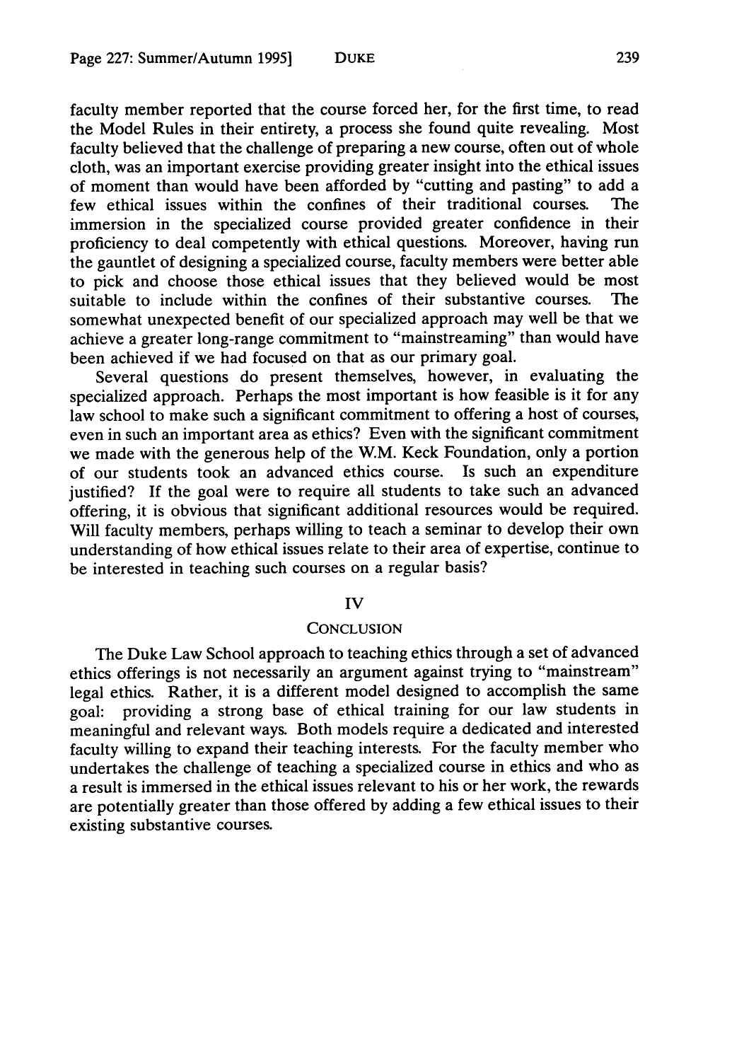faculty member reported that the course forced her, for the first time, to read the Model Rules in their entirety, a process she found quite revealing. Most faculty believed that the challenge of preparing a new course, often out of whole cloth, was an important exercise providing greater insight into the ethical issues of moment than would have been afforded by "cutting and pasting" to add a few ethical issues within the confines of their traditional courses. The immersion in the specialized course provided greater confidence in their proficiency to deal competently with ethical questions. Moreover, having run the gauntlet of designing a specialized course, faculty members were better able to pick and choose those ethical issues that they believed would be most suitable to include within the confines of their substantive courses. The somewhat unexpected benefit of our specialized approach may well be that we achieve a greater long-range commitment to "mainstreaming" than would have been achieved if we had focused on that as our primary goal.

Several questions do present themselves, however, in evaluating the specialized approach. Perhaps the most important is how feasible is it for any law school to make such a significant commitment to offering a host of courses, even in such an important area as ethics? Even with the significant commitment we made with the generous help of the W.M. Keck Foundation, only a portion of our students took an advanced ethics course. Is such an expenditure justified? If the goal were to require all students to take such an advanced offering, it is obvious that significant additional resources would be required. Will faculty members, perhaps willing to teach a seminar to develop their own understanding of how ethical issues relate to their area of expertise, continue to be interested in teaching such courses on a regular basis?

## IV

## CONCLUSION

The Duke Law School approach to teaching ethics through a set of advanced ethics offerings is not necessarily an argument against trying to "mainstream" legal ethics. Rather, it is a different model designed to accomplish the same goal: providing a strong base of ethical training for our law students in meaningful and relevant ways. Both models require a dedicated and interested faculty willing to expand their teaching interests. For the faculty member who undertakes the challenge of teaching a specialized course in ethics and who as a result is immersed in the ethical issues relevant to his or her work, the rewards are potentially greater than those offered by adding a few ethical issues to their existing substantive courses.